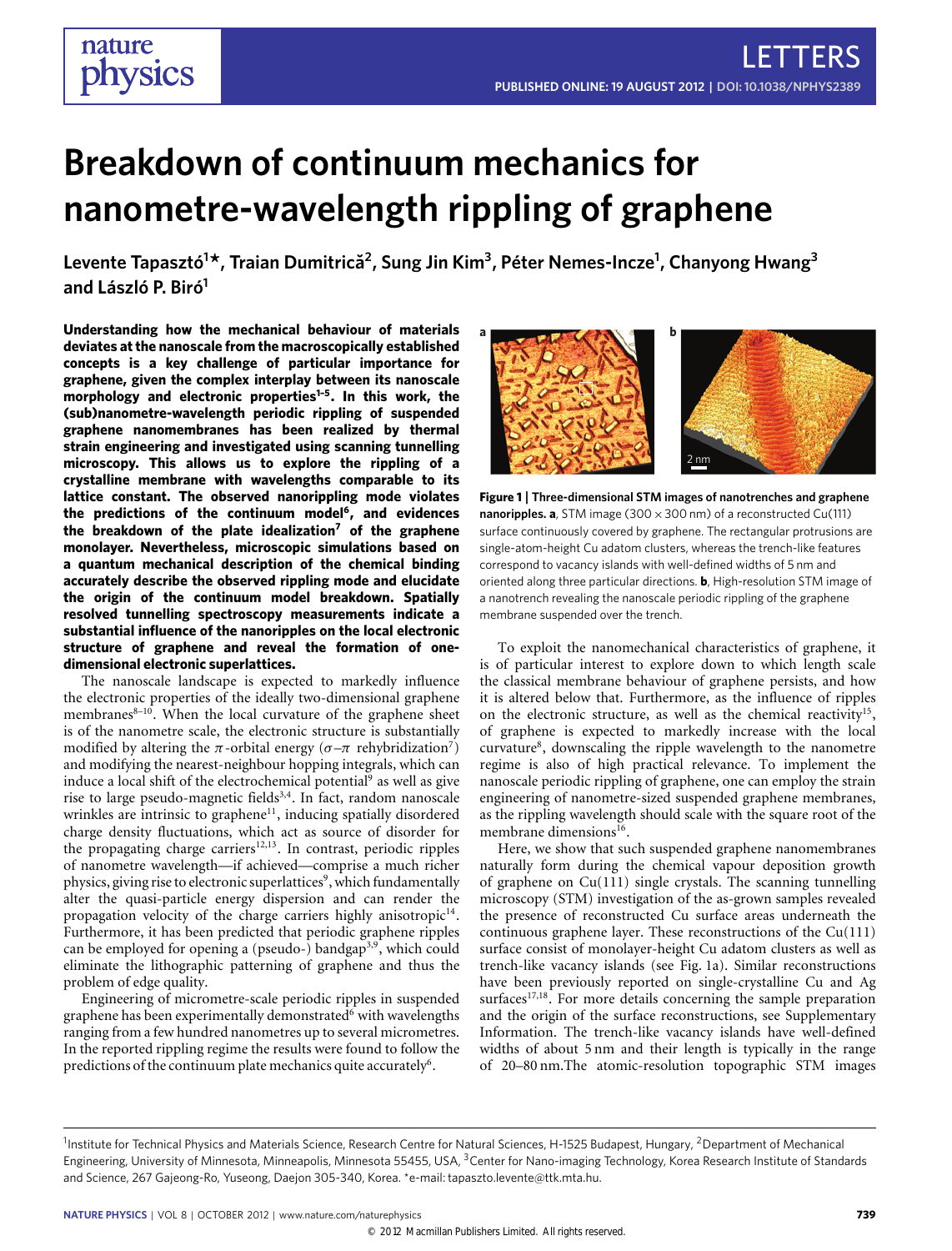# Breakdown of continuum mechanics for nanometre-wavelength rippling of graphene

**Levente Tapasztó[1*], Traian Dumitrică[2], Sung Jin Kim[3], Péter Nemes-Incze[1], Chanyong Hwang[3] and László P. Biró[1]**

**Understanding how the mechanical behaviour of materials deviates at the nanoscale from the macroscopically established concepts is a key challenge of particular importance for graphene, given the complex interplay between its nanoscale morphology and electronic properties[1–5]. In this work, the (sub)nanometre-wavelength periodic rippling of suspended graphene nanomembranes has been realized by thermal strain engineering and investigated using scanning tunnelling microscopy. This allows us to explore the rippling of a crystalline membrane with wavelengths comparable to its lattice constant. The observed nanorippling mode violates the predictions of the continuum model[6], and evidences the breakdown of the plate idealization[7] of the graphene monolayer. Nevertheless, microscopic simulations based on a quantum mechanical description of the chemical binding accurately describe the observed rippling mode and elucidate the origin of the continuum model breakdown. Spatially resolved tunnelling spectroscopy measurements indicate a substantial influence of the nanoripples on the local electronic structure of graphene and reveal the formation of one-dimensional electronic superlattices.**

The nanoscale landscape is expected to markedly influence the electronic properties of the ideally two-dimensional graphene membranes[8–10]. When the local curvature of the graphene sheet is of the nanometre scale, the electronic structure is substantially modified by altering the $\pi$-orbital energy ($\sigma$–$\pi$ rehybridization[7]) and modifying the nearest-neighbour hopping integrals, which can induce a local shift of the electrochemical potential[9] as well as give rise to large pseudo-magnetic fields[3,4]. In fact, random nanoscale wrinkles are intrinsic to graphene[11], inducing spatially disordered charge density fluctuations, which act as source of disorder for the propagating charge carriers[12,13]. In contrast, periodic ripples of nanometre wavelength—if achieved—comprise a much richer physics, giving rise to electronic superlattices[9], which fundamentally alter the quasi-particle energy dispersion and can render the propagation velocity of the charge carriers highly anisotropic[14]. Furthermore, it has been predicted that periodic graphene ripples can be employed for opening a (pseudo-) bandgap[3,9], which could eliminate the lithographic patterning of graphene and thus the problem of edge quality.

Engineering of micrometre-scale periodic ripples in suspended graphene has been experimentally demonstrated[6] with wavelengths ranging from a few hundred nanometres up to several micrometres. In the reported rippling regime the results were found to follow the predictions of the continuum plate mechanics quite accurately[6].

**Figure 1 | Three-dimensional STM images of nanotrenches and graphene nanoripples. a**, STM image (300 × 300 nm) of a reconstructed Cu(111) surface continuously covered by graphene. The rectangular protrusions are single-atom-height Cu adatom clusters, whereas the trench-like features correspond to vacancy islands with well-defined widths of 5 nm and oriented along three particular directions. **b**, High-resolution STM image of a nanotrench revealing the nanoscale periodic rippling of the graphene membrane suspended over the trench.

To exploit the nanomechanical characteristics of graphene, it is of particular interest to explore down to which length scale the classical membrane behaviour of graphene persists, and how it is altered below that. Furthermore, as the influence of ripples on the electronic structure, as well as the chemical reactivity[15], of graphene is expected to markedly increase with the local curvature[8], downscaling the ripple wavelength to the nanometre regime is also of high practical relevance. To implement the nanoscale periodic rippling of graphene, one can employ the strain engineering of nanometre-sized suspended graphene membranes, as the rippling wavelength should scale with the square root of the membrane dimensions[16].

Here, we show that such suspended graphene nanomembranes naturally form during the chemical vapour deposition growth of graphene on Cu(111) single crystals. The scanning tunnelling microscopy (STM) investigation of the as-grown samples revealed the presence of reconstructed Cu surface areas underneath the continuous graphene layer. These reconstructions of the Cu(111) surface consist of monolayer-height Cu adatom clusters as well as trench-like vacancy islands (see Fig. 1a). Similar reconstructions have been previously reported on single-crystalline Cu and Ag surfaces[17,18]. For more details concerning the sample preparation and the origin of the surface reconstructions, see Supplementary Information. The trench-like vacancy islands have well-defined widths of about 5 nm and their length is typically in the range of 20–80 nm.The atomic-resolution topographic STM images

[1]Institute for Technical Physics and Materials Science, Research Centre for Natural Sciences, H-1525 Budapest, Hungary, [2]Department of Mechanical Engineering, University of Minnesota, Minneapolis, Minnesota 55455, USA, [3]Center for Nano-imaging Technology, Korea Research Institute of Standards and Science, 267 Gajeong-Ro, Yuseong, Daejon 305-340, Korea. *e-mail: tapaszto.levente@ttk.mta.hu.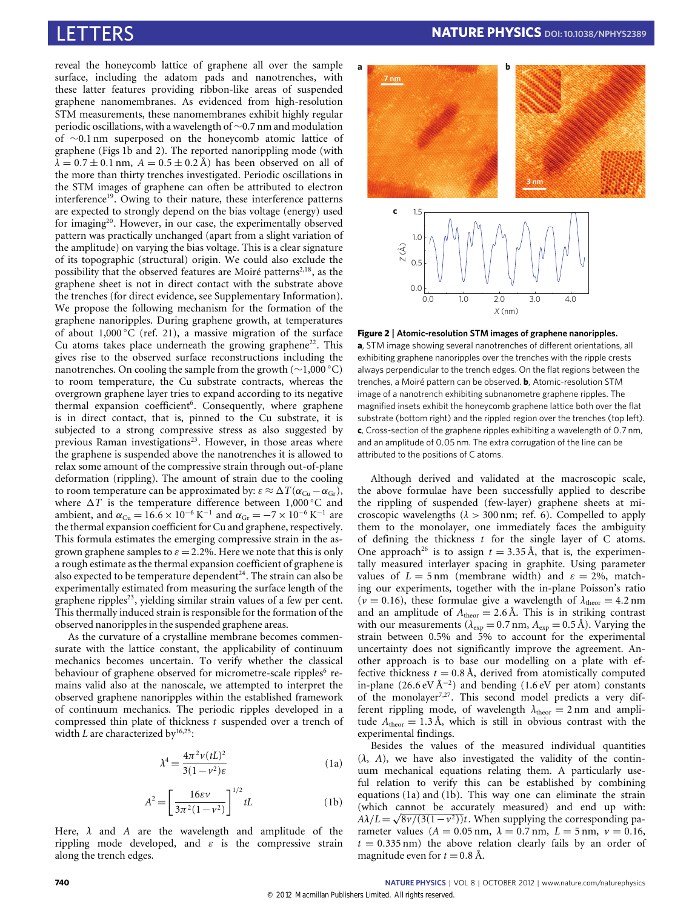reveal the honeycomb lattice of graphene all over the sample surface, including the adatom pads and nanotrenches, with these latter features providing ribbon-like areas of suspended graphene nanomembranes. As evidenced from high-resolution STM measurements, these nanomembranes exhibit highly regular periodic oscillations, with a wavelength of ~0.7 nm and modulation of ~0.1 nm superposed on the honeycomb atomic lattice of graphene (Figs 1b and 2). The reported nanorippling mode (with $\lambda = 0.7 \pm 0.1$ nm, $A = 0.5 \pm 0.2$ Å) has been observed on all of the more than thirty trenches investigated. Periodic oscillations in the STM images of graphene can often be attributed to electron interference[19]. Owing to their nature, these interference patterns are expected to strongly depend on the bias voltage (energy) used for imaging[20]. However, in our case, the experimentally observed pattern was practically unchanged (apart from a slight variation of the amplitude) on varying the bias voltage. This is a clear signature of its topographic (structural) origin. We could also exclude the possibility that the observed features are Moiré patterns[2,18], as the graphene sheet is not in direct contact with the substrate above the trenches (for direct evidence, see Supplementary Information). We propose the following mechanism for the formation of the graphene nanoripples. During graphene growth, at temperatures of about 1,000 °C (ref. 21), a massive migration of the surface Cu atoms takes place underneath the growing graphene[22]. This gives rise to the observed surface reconstructions including the nanotrenches. On cooling the sample from the growth (~1,000 °C) to room temperature, the Cu substrate contracts, whereas the overgrown graphene layer tries to expand according to its negative thermal expansion coefficient[6]. Consequently, where graphene is in direct contact, that is, pinned to the Cu substrate, it is subjected to a strong compressive stress as also suggested by previous Raman investigations[23]. However, in those areas where the graphene is suspended above the nanotrenches it is allowed to relax some amount of the compressive strain through out-of-plane deformation (rippling). The amount of strain due to the cooling to room temperature can be approximated by: $\varepsilon \approx \Delta T(\alpha_{Cu} - \alpha_{Gr})$, where $\Delta T$ is the temperature difference between 1,000 °C and ambient, and $\alpha_{Cu} = 16.6 \times 10^{-6}$ K$^{-1}$ and $\alpha_{Gr} = -7 \times 10^{-6}$ K$^{-1}$ are the thermal expansion coefficient for Cu and graphene, respectively. This formula estimates the emerging compressive strain in the as-grown graphene samples to $\varepsilon = 2.2\%$. Here we note that this is only a rough estimate as the thermal expansion coefficient of graphene is also expected to be temperature dependent[24]. The strain can also be experimentally estimated from measuring the surface length of the graphene ripples[23], yielding similar strain values of a few per cent. This thermally induced strain is responsible for the formation of the observed nanoripples in the suspended graphene areas.

As the curvature of a crystalline membrane becomes commensurate with the lattice constant, the applicability of continuum mechanics becomes uncertain. To verify whether the classical behaviour of graphene observed for micrometre-scale ripples[6] remains valid also at the nanoscale, we attempted to interpret the observed graphene nanoripples within the established framework of continuum mechanics. The periodic ripples developed in a compressed thin plate of thickness $t$ suspended over a trench of width $L$ are characterized by[16,25]:

$$\lambda^4 = \frac{4\pi^2 \nu (tL)^2}{3(1-\nu^2)\varepsilon} \tag{1a}$$

$$A^2 = \left[\frac{16\varepsilon\nu}{3\pi^2(1-\nu^2)}\right]^{1/2} tL \tag{1b}$$

Here, $\lambda$ and $A$ are the wavelength and amplitude of the rippling mode developed, and $\varepsilon$ is the compressive strain along the trench edges.

**Figure 2 | Atomic-resolution STM images of graphene nanoripples.** **a**, STM image showing several nanotrenches of different orientations, all exhibiting graphene nanoripples over the trenches with the ripple crests always perpendicular to the trench edges. On the flat regions between the trenches, a Moiré pattern can be observed. **b**, Atomic-resolution STM image of a nanotrench exhibiting subnanometre graphene ripples. The magnified insets exhibit the honeycomb graphene lattice both over the flat substrate (bottom right) and the rippled region over the trenches (top left). **c**, Cross-section of the graphene ripples exhibiting a wavelength of 0.7 nm, and an amplitude of 0.05 nm. The extra corrugation of the line can be attributed to the positions of C atoms.

Although derived and validated at the macroscopic scale, the above formulae have been successfully applied to describe the rippling of suspended (few-layer) graphene sheets at microscopic wavelengths ($\lambda > 300$ nm; ref. 6). Compelled to apply them to the monolayer, one immediately faces the ambiguity of defining the thickness $t$ for the single layer of C atoms. One approach[26] is to assign $t = 3.35$ Å, that is, the experimentally measured interlayer spacing in graphite. Using parameter values of $L = 5$ nm (membrane width) and $\varepsilon = 2\%$, matching our experiments, together with the in-plane Poisson's ratio ($\nu = 0.16$), these formulae give a wavelength of $\lambda_{theor} = 4.2$ nm and an amplitude of $A_{theor} = 2.6$ Å. This is in striking contrast with our measurements ($\lambda_{exp} = 0.7$ nm, $A_{exp} = 0.5$ Å). Varying the strain between 0.5% and 5% to account for the experimental uncertainty does not significantly improve the agreement. Another approach is to base our modelling on a plate with effective thickness $t = 0.8$ Å, derived from atomistically computed in-plane (26.6 eV Å$^{-2}$) and bending (1.6 eV per atom) constants of the monolayer[7,27]. This second model predicts a very different rippling mode, of wavelength $\lambda_{theor} = 2$ nm and amplitude $A_{theor} = 1.3$ Å, which is still in obvious contrast with the experimental findings.

Besides the values of the measured individual quantities ($\lambda$, $A$), we have also investigated the validity of the continuum mechanical equations relating them. A particularly useful relation to verify this can be established by combining equations (1a) and (1b). This way one can eliminate the strain (which cannot be accurately measured) and end up with: $A\lambda/L = \sqrt{8\nu/(3(1-\nu^2))}t$. When supplying the corresponding parameter values ($A = 0.05$ nm, $\lambda = 0.7$ nm, $L = 5$ nm, $\nu = 0.16$, $t = 0.335$ nm) the above relation clearly fails by an order of magnitude even for $t = 0.8$ Å.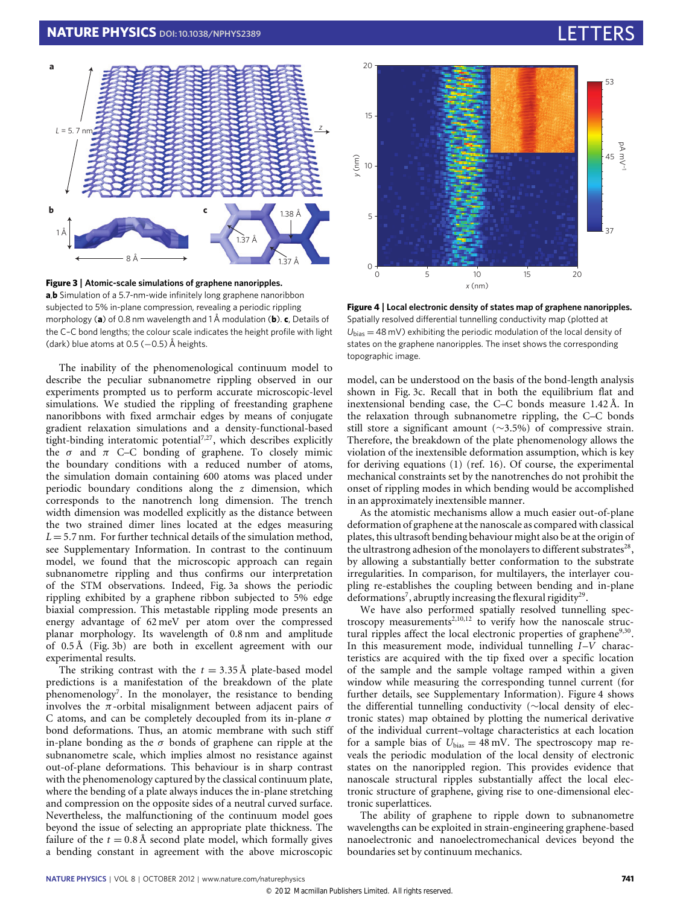**Figure 3 | Atomic-scale simulations of graphene nanoripples.** **a**,**b** Simulation of a 5.7-nm-wide infinitely long graphene nanoribbon subjected to 5% in-plane compression, revealing a periodic rippling morphology (**a**) of 0.8 nm wavelength and 1 Å modulation (**b**). **c**, Details of the C–C bond lengths; the colour scale indicates the height profile with light (dark) blue atoms at 0.5 (−0.5) Å heights.

**Figure 4 | Local electronic density of states map of graphene nanoripples.** Spatially resolved differential tunnelling conductivity map (plotted at $U_{bias} = 48$ mV) exhibiting the periodic modulation of the local density of states on the graphene nanoripples. The inset shows the corresponding topographic image.

The inability of the phenomenological continuum model to describe the peculiar subnanometre rippling observed in our experiments prompted us to perform accurate microscopic-level simulations. We studied the rippling of freestanding graphene nanoribbons with fixed armchair edges by means of conjugate gradient relaxation simulations and a density-functional-based tight-binding interatomic potential[7,27], which describes explicitly the $\sigma$ and $\pi$ C–C bonding of graphene. To closely mimic the boundary conditions with a reduced number of atoms, the simulation domain containing 600 atoms was placed under periodic boundary conditions along the $z$ dimension, which corresponds to the nanotrench long dimension. The trench width dimension was modelled explicitly as the distance between the two strained dimer lines located at the edges measuring $L = 5.7$ nm. For further technical details of the simulation method, see Supplementary Information. In contrast to the continuum model, we found that the microscopic approach can regain subnanometre rippling and thus confirms our interpretation of the STM observations. Indeed, Fig. 3a shows the periodic rippling exhibited by a graphene ribbon subjected to 5% edge biaxial compression. This metastable rippling mode presents an energy advantage of 62 meV per atom over the compressed planar morphology. Its wavelength of 0.8 nm and amplitude of 0.5 Å (Fig. 3b) are both in excellent agreement with our experimental results.

The striking contrast with the $t = 3.35$ Å plate-based model predictions is a manifestation of the breakdown of the plate phenomenology[7]. In the monolayer, the resistance to bending involves the $\pi$-orbital misalignment between adjacent pairs of C atoms, and can be completely decoupled from its in-plane $\sigma$ bond deformations. Thus, an atomic membrane with such stiff in-plane bonding as the $\sigma$ bonds of graphene can ripple at the subnanometre scale, which implies almost no resistance against out-of-plane deformations. This behaviour is in sharp contrast with the phenomenology captured by the classical continuum plate, where the bending of a plate always induces the in-plane stretching and compression on the opposite sides of a neutral curved surface. Nevertheless, the malfunctioning of the continuum model goes beyond the issue of selecting an appropriate plate thickness. The failure of the $t = 0.8$ Å second plate model, which formally gives a bending constant in agreement with the above microscopic model, can be understood on the basis of the bond-length analysis shown in Fig. 3c. Recall that in both the equilibrium flat and inextensional bending case, the C–C bonds measure 1.42 Å. In the relaxation through subnanometre rippling, the C–C bonds still store a significant amount (∼3.5%) of compressive strain. Therefore, the breakdown of the plate phenomenology allows the violation of the inextensible deformation assumption, which is key for deriving equations (1) (ref. 16). Of course, the experimental mechanical constraints set by the nanotrenches do not prohibit the onset of rippling modes in which bending would be accomplished in an approximately inextensible manner.

As the atomistic mechanisms allow a much easier out-of-plane deformation of graphene at the nanoscale as compared with classical plates, this ultrasoft bending behaviour might also be at the origin of the ultrastrong adhesion of the monolayers to different substrates[28], by allowing a substantially better conformation to the substrate irregularities. In comparison, for multilayers, the interlayer coupling re-establishes the coupling between bending and in-plane deformations[7], abruptly increasing the flexural rigidity[29].

We have also performed spatially resolved tunnelling spectroscopy measurements[2,10,12] to verify how the nanoscale structural ripples affect the local electronic properties of graphene[9,30]. In this measurement mode, individual tunnelling $I$–$V$ characteristics are acquired with the tip fixed over a specific location of the sample and the sample voltage ramped within a given window while measuring the corresponding tunnel current (for further details, see Supplementary Information). Figure 4 shows the differential tunnelling conductivity (∼local density of electronic states) map obtained by plotting the numerical derivative of the individual current–voltage characteristics at each location for a sample bias of $U_{bias} = 48$ mV. The spectroscopy map reveals the periodic modulation of the local density of electronic states on the nanorippled region. This provides evidence that nanoscale structural ripples substantially affect the local electronic structure of graphene, giving rise to one-dimensional electronic superlattices.

The ability of graphene to ripple down to subnanometre wavelengths can be exploited in strain-engineering graphene-based nanoelectronic and nanoelectromechanical devices beyond the boundaries set by continuum mechanics.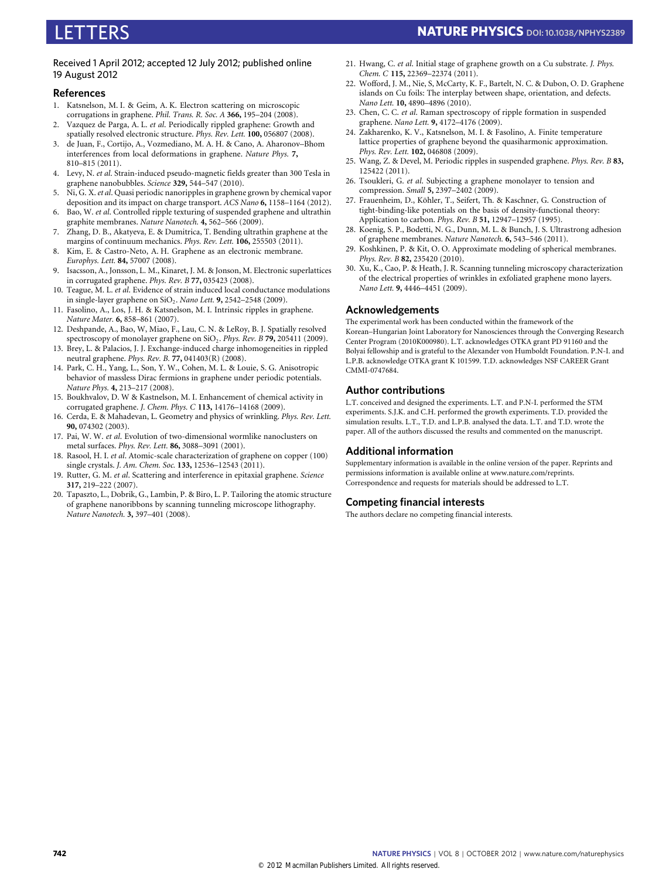Received 1 April 2012; accepted 12 July 2012; published online 19 August 2012

## References

1. Katsnelson, M. I. & Geim, A. K. Electron scattering on microscopic corrugations in graphene. *Phil. Trans. R. Soc. A* **366,** 195–204 (2008).
2. Vazquez de Parga, A. L. *et al*. Periodically rippled graphene: Growth and spatially resolved electronic structure. *Phys. Rev. Lett.* **100,** 056807 (2008).
3. de Juan, F., Cortijo, A., Vozmediano, M. A. H. & Cano, A. Aharonov–Bhom interferences from local deformations in graphene. *Nature Phys.* **7,** 810–815 (2011).
4. Levy, N. *et al*. Strain-induced pseudo-magnetic fields greater than 300 Tesla in graphene nanobubbles. *Science* **329,** 544–547 (2010).
5. Ni, G. X. *et al*. Quasi periodic nanoripples in graphene grown by chemical vapor deposition and its impact on charge transport. *ACS Nano* **6,** 1158–1164 (2012).
6. Bao, W. *et al*. Controlled ripple texturing of suspended graphene and ultrathin graphite membranes. *Nature Nanotech.* **4,** 562–566 (2009).
7. Zhang, D. B., Akatyeva, E. & Dumitrica, T. Bending ultrathin graphene at the margins of continuum mechanics. *Phys. Rev. Lett.* **106,** 255503 (2011).
8. Kim, E. & Castro-Neto, A. H. Graphene as an electronic membrane. *Europhys. Lett.* **84,** 57007 (2008).
9. Isacsson, A., Jonsson, L. M., Kinaret, J. M. & Jonson, M. Electronic superlattices in corrugated graphene. *Phys. Rev. B* **77,** 035423 (2008).
10. Teague, M. L. *et al*. Evidence of strain induced local conductance modulations in single-layer graphene on $SiO_2$. *Nano Lett.* **9,** 2542–2548 (2009).
11. Fasolino, A., Los, J. H. & Katsnelson, M. I. Intrinsic ripples in graphene. *Nature Mater.* **6,** 858–861 (2007).
12. Deshpande, A., Bao, W, Miao, F., Lau, C. N. & LeRoy, B. J. Spatially resolved spectroscopy of monolayer graphene on $SiO_2$. *Phys. Rev. B* **79,** 205411 (2009).
13. Brey, L. & Palacios, J. J. Exchange-induced charge inhomogeneities in rippled neutral graphene. *Phys. Rev. B.* **77,** 041403(R) (2008).
14. Park, C. H., Yang, L., Son, Y. W., Cohen, M. L. & Louie, S. G. Anisotropic behavior of massless Dirac fermions in graphene under periodic potentials. *Nature Phys.* **4,** 213–217 (2008).
15. Boukhvalov, D. W & Kastnelson, M. I. Enhancement of chemical activity in corrugated graphene. *J. Chem. Phys. C* **113,** 14176–14168 (2009).
16. Cerda, E. & Mahadevan, L. Geometry and physics of wrinkling. *Phys. Rev. Lett.* **90,** 074302 (2003).
17. Pai, W. W. *et al*. Evolution of two-dimensional wormlike nanoclusters on metal surfaces. *Phys. Rev. Lett.* **86,** 3088–3091 (2001).
18. Rasool, H. I. *et al*. Atomic-scale characterization of graphene on copper (100) single crystals. *J. Am. Chem. Soc.* **133,** 12536–12543 (2011).
19. Rutter, G. M. *et al*. Scattering and interference in epitaxial graphene. *Science* **317,** 219–222 (2007).
20. Tapaszto, L., Dobrik, G., Lambin, P. & Biro, L. P. Tailoring the atomic structure of graphene nanoribbons by scanning tunneling microscope lithography. *Nature Nanotech.* **3,** 397–401 (2008).
21. Hwang, C. *et al*. Initial stage of graphene growth on a Cu substrate. *J. Phys. Chem. C* **115,** 22369–22374 (2011).
22. Wofford, J. M., Nie, S, McCarty, K. F., Bartelt, N. C. & Dubon, O. D. Graphene islands on Cu foils: The interplay between shape, orientation, and defects. *Nano Lett.* **10,** 4890–4896 (2010).
23. Chen, C. C. *et al*. Raman spectroscopy of ripple formation in suspended graphene. *Nano Lett.* **9,** 4172–4176 (2009).
24. Zakharenko, K. V., Katsnelson, M. I. & Fasolino, A. Finite temperature lattice properties of graphene beyond the quasiharmonic approximation. *Phys. Rev. Lett.* **102,** 046808 (2009).
25. Wang, Z. & Devel, M. Periodic ripples in suspended graphene. *Phys. Rev. B* **83,** 125422 (2011).
26. Tsoukleri, G. *et al*. Subjecting a graphene monolayer to tension and compression. *Small* **5,** 2397–2402 (2009).
27. Frauenheim, D., Köhler, T., Seifert, Th. & Kaschner, G. Construction of tight-binding-like potentials on the basis of density-functional theory: Application to carbon. *Phys. Rev. B* **51,** 12947–12957 (1995).
28. Koenig, S. P., Bodetti, N. G., Dunn, M. L. & Bunch, J. S. Ultrastrong adhesion of graphene membranes. *Nature Nanotech.* **6,** 543–546 (2011).
29. Koshkinen, P. & Kit, O. O. Approximate modeling of spherical membranes. *Phys. Rev. B* **82,** 235420 (2010).
30. Xu, K., Cao, P. & Heath, J. R. Scanning tunneling microscopy characterization of the electrical properties of wrinkles in exfoliated graphene mono layers. *Nano Lett.* **9,** 4446–4451 (2009).

## Acknowledgements

The experimental work has been conducted within the framework of the Korean–Hungarian Joint Laboratory for Nanosciences through the Converging Research Center Program (2010K000980). L.T. acknowledges OTKA grant PD 91160 and the Bolyai fellowship and is grateful to the Alexander von Humboldt Foundation. P.N-I. and L.P.B. acknowledge OTKA grant K 101599. T.D. acknowledges NSF CAREER Grant CMMI-0747684.

## Author contributions

L.T. conceived and designed the experiments. L.T. and P.N-I. performed the STM experiments. S.J.K. and C.H. performed the growth experiments. T.D. provided the simulation results. L.T., T.D. and L.P.B. analysed the data. L.T. and T.D. wrote the paper. All of the authors discussed the results and commented on the manuscript.

## Additional information

Supplementary information is available in the online version of the paper. Reprints and permissions information is available online at www.nature.com/reprints. Correspondence and requests for materials should be addressed to L.T.

## Competing financial interests

The authors declare no competing financial interests.